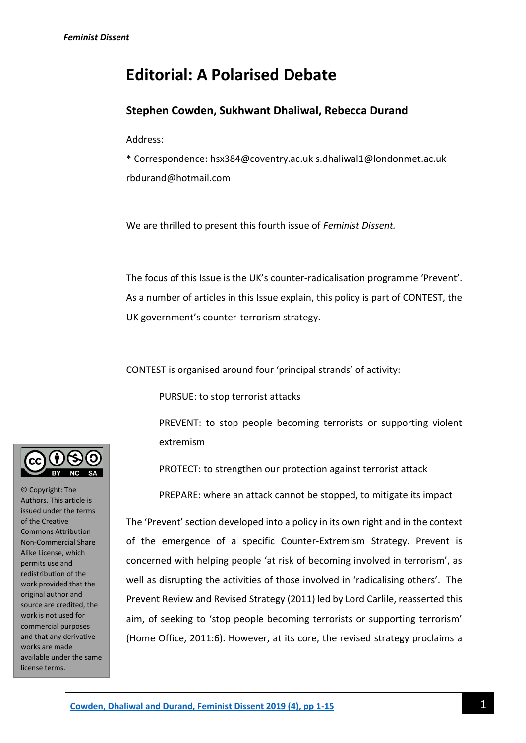# Editorial: A Polarised Debate

### Stephen Cowden, Sukhwant Dhaliwal, Rebecca Durand

Address:

* Correspondence: hsx384@coventry.ac.uk s.dhaliwal1@londonmet.ac.uk rbdurand@hotmail.com

© Copyright: The Authors. This article is issued under the terms of the Creative Commons Attribution Non-Commercial Share Alike License, which permits use and redistribution of the work provided that the original author and source are credited, the work is not used for commercial purposes and that any derivative works are made available under the same license terms.

---

We are thrilled to present this fourth issue of *Feminist Dissent.*

The focus of this Issue is the UK's counter-radicalisation programme 'Prevent'. As a number of articles in this Issue explain, this policy is part of CONTEST, the UK government's counter-terrorism strategy.

CONTEST is organised around four 'principal strands' of activity:

> PURSUE: to stop terrorist attacks
>
> PREVENT: to stop people becoming terrorists or supporting violent extremism
>
> PROTECT: to strengthen our protection against terrorist attack
>
> PREPARE: where an attack cannot be stopped, to mitigate its impact

The 'Prevent' section developed into a policy in its own right and in the context of the emergence of a specific Counter-Extremism Strategy. Prevent is concerned with helping people 'at risk of becoming involved in terrorism', as well as disrupting the activities of those involved in 'radicalising others'. The Prevent Review and Revised Strategy (2011) led by Lord Carlile, reasserted this aim, of seeking to 'stop people becoming terrorists or supporting terrorism' (Home Office, 2011:6). However, at its core, the revised strategy proclaims a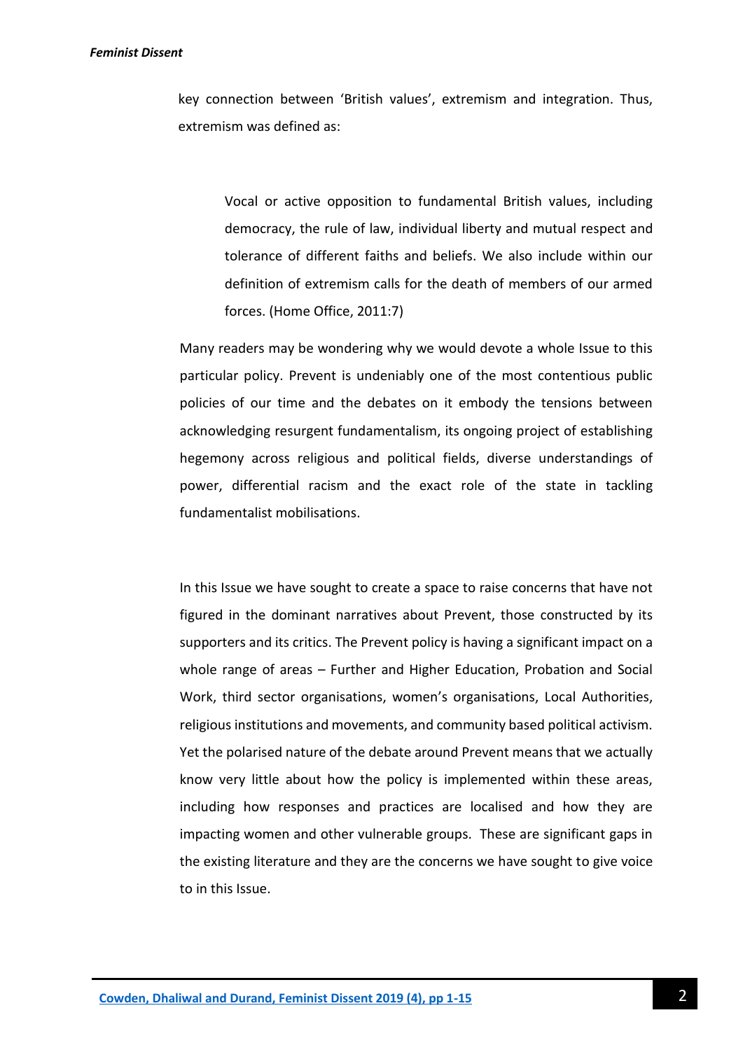key connection between 'British values', extremism and integration. Thus, extremism was defined as:

> Vocal or active opposition to fundamental British values, including democracy, the rule of law, individual liberty and mutual respect and tolerance of different faiths and beliefs. We also include within our definition of extremism calls for the death of members of our armed forces. (Home Office, 2011:7)

Many readers may be wondering why we would devote a whole Issue to this particular policy. Prevent is undeniably one of the most contentious public policies of our time and the debates on it embody the tensions between acknowledging resurgent fundamentalism, its ongoing project of establishing hegemony across religious and political fields, diverse understandings of power, differential racism and the exact role of the state in tackling fundamentalist mobilisations.

In this Issue we have sought to create a space to raise concerns that have not figured in the dominant narratives about Prevent, those constructed by its supporters and its critics. The Prevent policy is having a significant impact on a whole range of areas – Further and Higher Education, Probation and Social Work, third sector organisations, women's organisations, Local Authorities, religious institutions and movements, and community based political activism. Yet the polarised nature of the debate around Prevent means that we actually know very little about how the policy is implemented within these areas, including how responses and practices are localised and how they are impacting women and other vulnerable groups. These are significant gaps in the existing literature and they are the concerns we have sought to give voice to in this Issue.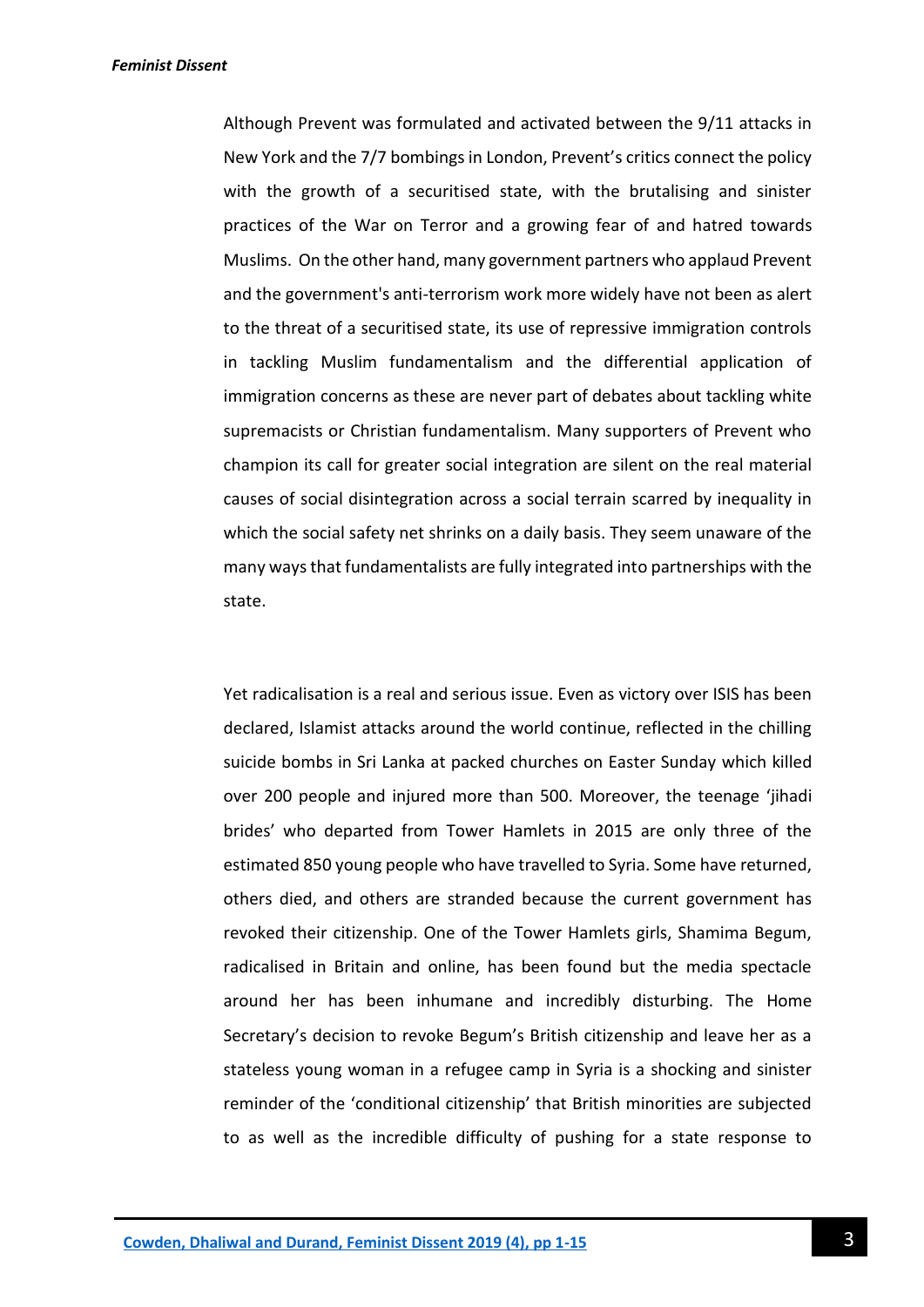Although Prevent was formulated and activated between the 9/11 attacks in New York and the 7/7 bombings in London, Prevent's critics connect the policy with the growth of a securitised state, with the brutalising and sinister practices of the War on Terror and a growing fear of and hatred towards Muslims. On the other hand, many government partners who applaud Prevent and the government's anti-terrorism work more widely have not been as alert to the threat of a securitised state, its use of repressive immigration controls in tackling Muslim fundamentalism and the differential application of immigration concerns as these are never part of debates about tackling white supremacists or Christian fundamentalism. Many supporters of Prevent who champion its call for greater social integration are silent on the real material causes of social disintegration across a social terrain scarred by inequality in which the social safety net shrinks on a daily basis. They seem unaware of the many ways that fundamentalists are fully integrated into partnerships with the state.

Yet radicalisation is a real and serious issue. Even as victory over ISIS has been declared, Islamist attacks around the world continue, reflected in the chilling suicide bombs in Sri Lanka at packed churches on Easter Sunday which killed over 200 people and injured more than 500. Moreover, the teenage 'jihadi brides' who departed from Tower Hamlets in 2015 are only three of the estimated 850 young people who have travelled to Syria. Some have returned, others died, and others are stranded because the current government has revoked their citizenship. One of the Tower Hamlets girls, Shamima Begum, radicalised in Britain and online, has been found but the media spectacle around her has been inhumane and incredibly disturbing. The Home Secretary's decision to revoke Begum's British citizenship and leave her as a stateless young woman in a refugee camp in Syria is a shocking and sinister reminder of the 'conditional citizenship' that British minorities are subjected to as well as the incredible difficulty of pushing for a state response to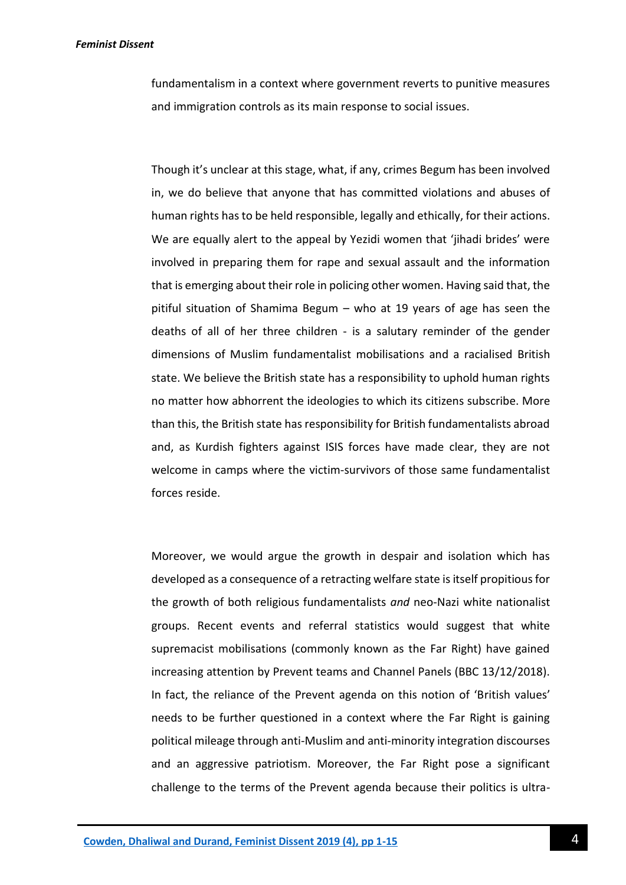fundamentalism in a context where government reverts to punitive measures and immigration controls as its main response to social issues.

Though it's unclear at this stage, what, if any, crimes Begum has been involved in, we do believe that anyone that has committed violations and abuses of human rights has to be held responsible, legally and ethically, for their actions. We are equally alert to the appeal by Yezidi women that 'jihadi brides' were involved in preparing them for rape and sexual assault and the information that is emerging about their role in policing other women. Having said that, the pitiful situation of Shamima Begum – who at 19 years of age has seen the deaths of all of her three children - is a salutary reminder of the gender dimensions of Muslim fundamentalist mobilisations and a racialised British state. We believe the British state has a responsibility to uphold human rights no matter how abhorrent the ideologies to which its citizens subscribe. More than this, the British state has responsibility for British fundamentalists abroad and, as Kurdish fighters against ISIS forces have made clear, they are not welcome in camps where the victim-survivors of those same fundamentalist forces reside.

Moreover, we would argue the growth in despair and isolation which has developed as a consequence of a retracting welfare state is itself propitious for the growth of both religious fundamentalists *and* neo-Nazi white nationalist groups. Recent events and referral statistics would suggest that white supremacist mobilisations (commonly known as the Far Right) have gained increasing attention by Prevent teams and Channel Panels (BBC 13/12/2018). In fact, the reliance of the Prevent agenda on this notion of 'British values' needs to be further questioned in a context where the Far Right is gaining political mileage through anti-Muslim and anti-minority integration discourses and an aggressive patriotism. Moreover, the Far Right pose a significant challenge to the terms of the Prevent agenda because their politics is ultra-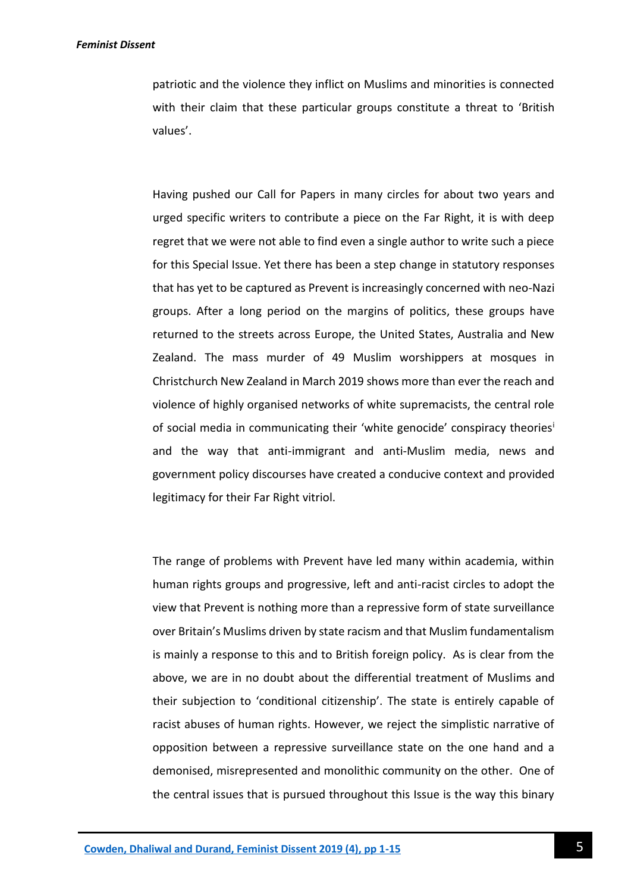patriotic and the violence they inflict on Muslims and minorities is connected with their claim that these particular groups constitute a threat to 'British values'.

Having pushed our Call for Papers in many circles for about two years and urged specific writers to contribute a piece on the Far Right, it is with deep regret that we were not able to find even a single author to write such a piece for this Special Issue. Yet there has been a step change in statutory responses that has yet to be captured as Prevent is increasingly concerned with neo-Nazi groups. After a long period on the margins of politics, these groups have returned to the streets across Europe, the United States, Australia and New Zealand. The mass murder of 49 Muslim worshippers at mosques in Christchurch New Zealand in March 2019 shows more than ever the reach and violence of highly organised networks of white supremacists, the central role of social media in communicating their 'white genocide' conspiracy theories[i] and the way that anti-immigrant and anti-Muslim media, news and government policy discourses have created a conducive context and provided legitimacy for their Far Right vitriol.

The range of problems with Prevent have led many within academia, within human rights groups and progressive, left and anti-racist circles to adopt the view that Prevent is nothing more than a repressive form of state surveillance over Britain's Muslims driven by state racism and that Muslim fundamentalism is mainly a response to this and to British foreign policy. As is clear from the above, we are in no doubt about the differential treatment of Muslims and their subjection to 'conditional citizenship'. The state is entirely capable of racist abuses of human rights. However, we reject the simplistic narrative of opposition between a repressive surveillance state on the one hand and a demonised, misrepresented and monolithic community on the other. One of the central issues that is pursued throughout this Issue is the way this binary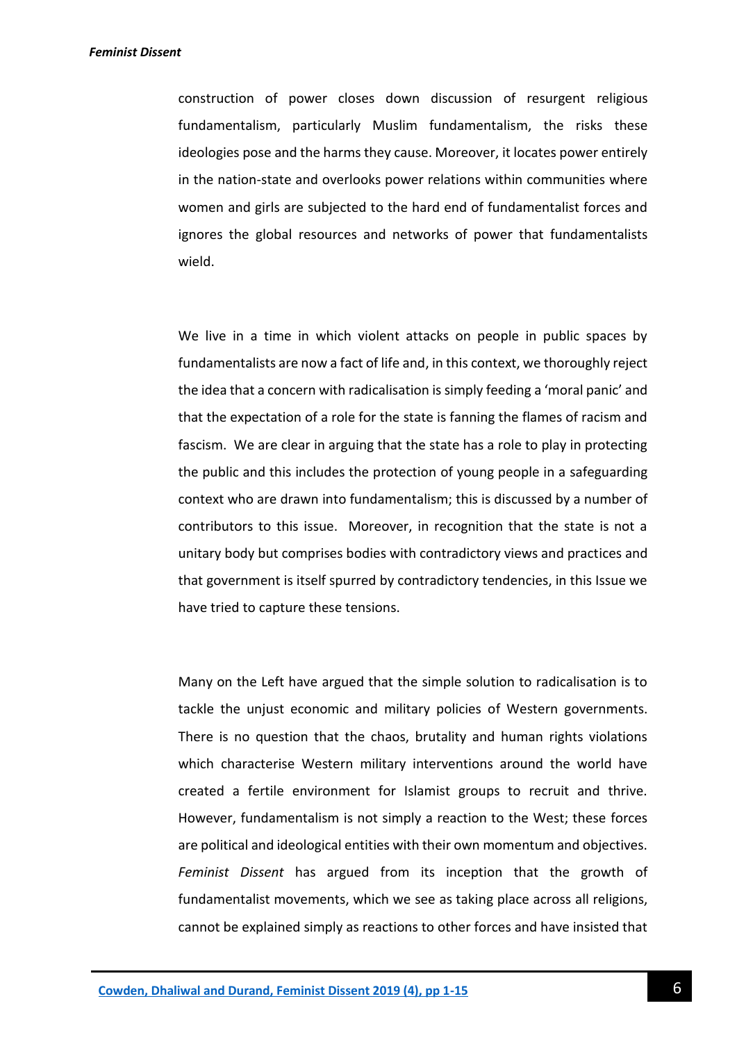construction of power closes down discussion of resurgent religious fundamentalism, particularly Muslim fundamentalism, the risks these ideologies pose and the harms they cause. Moreover, it locates power entirely in the nation-state and overlooks power relations within communities where women and girls are subjected to the hard end of fundamentalist forces and ignores the global resources and networks of power that fundamentalists wield.

We live in a time in which violent attacks on people in public spaces by fundamentalists are now a fact of life and, in this context, we thoroughly reject the idea that a concern with radicalisation is simply feeding a 'moral panic' and that the expectation of a role for the state is fanning the flames of racism and fascism. We are clear in arguing that the state has a role to play in protecting the public and this includes the protection of young people in a safeguarding context who are drawn into fundamentalism; this is discussed by a number of contributors to this issue. Moreover, in recognition that the state is not a unitary body but comprises bodies with contradictory views and practices and that government is itself spurred by contradictory tendencies, in this Issue we have tried to capture these tensions.

Many on the Left have argued that the simple solution to radicalisation is to tackle the unjust economic and military policies of Western governments. There is no question that the chaos, brutality and human rights violations which characterise Western military interventions around the world have created a fertile environment for Islamist groups to recruit and thrive. However, fundamentalism is not simply a reaction to the West; these forces are political and ideological entities with their own momentum and objectives. *Feminist Dissent* has argued from its inception that the growth of fundamentalist movements, which we see as taking place across all religions, cannot be explained simply as reactions to other forces and have insisted that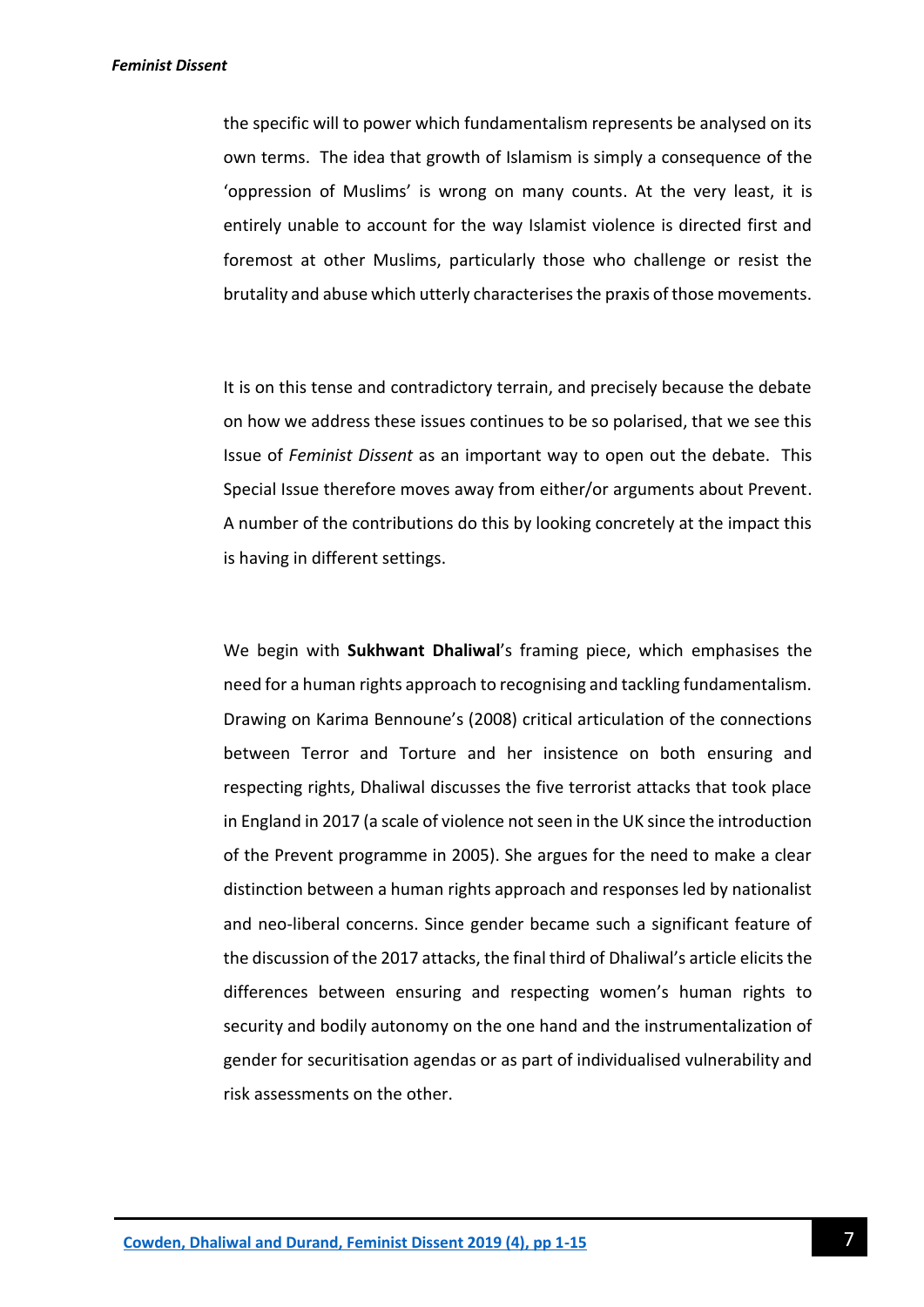the specific will to power which fundamentalism represents be analysed on its own terms. The idea that growth of Islamism is simply a consequence of the 'oppression of Muslims' is wrong on many counts. At the very least, it is entirely unable to account for the way Islamist violence is directed first and foremost at other Muslims, particularly those who challenge or resist the brutality and abuse which utterly characterises the praxis of those movements.

It is on this tense and contradictory terrain, and precisely because the debate on how we address these issues continues to be so polarised, that we see this Issue of *Feminist Dissent* as an important way to open out the debate. This Special Issue therefore moves away from either/or arguments about Prevent. A number of the contributions do this by looking concretely at the impact this is having in different settings.

We begin with **Sukhwant Dhaliwal**'s framing piece, which emphasises the need for a human rights approach to recognising and tackling fundamentalism. Drawing on Karima Bennoune's (2008) critical articulation of the connections between Terror and Torture and her insistence on both ensuring and respecting rights, Dhaliwal discusses the five terrorist attacks that took place in England in 2017 (a scale of violence not seen in the UK since the introduction of the Prevent programme in 2005). She argues for the need to make a clear distinction between a human rights approach and responses led by nationalist and neo-liberal concerns. Since gender became such a significant feature of the discussion of the 2017 attacks, the final third of Dhaliwal's article elicits the differences between ensuring and respecting women's human rights to security and bodily autonomy on the one hand and the instrumentalization of gender for securitisation agendas or as part of individualised vulnerability and risk assessments on the other.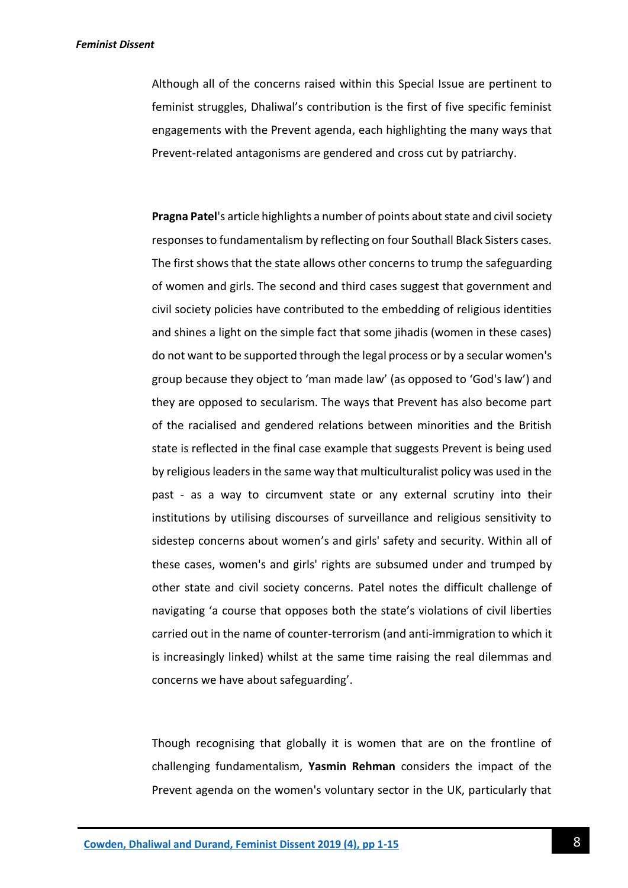Although all of the concerns raised within this Special Issue are pertinent to feminist struggles, Dhaliwal's contribution is the first of five specific feminist engagements with the Prevent agenda, each highlighting the many ways that Prevent-related antagonisms are gendered and cross cut by patriarchy.

**Pragna Patel**'s article highlights a number of points about state and civil society responses to fundamentalism by reflecting on four Southall Black Sisters cases. The first shows that the state allows other concerns to trump the safeguarding of women and girls. The second and third cases suggest that government and civil society policies have contributed to the embedding of religious identities and shines a light on the simple fact that some jihadis (women in these cases) do not want to be supported through the legal process or by a secular women's group because they object to 'man made law' (as opposed to 'God's law') and they are opposed to secularism. The ways that Prevent has also become part of the racialised and gendered relations between minorities and the British state is reflected in the final case example that suggests Prevent is being used by religious leaders in the same way that multiculturalist policy was used in the past - as a way to circumvent state or any external scrutiny into their institutions by utilising discourses of surveillance and religious sensitivity to sidestep concerns about women's and girls' safety and security. Within all of these cases, women's and girls' rights are subsumed under and trumped by other state and civil society concerns. Patel notes the difficult challenge of navigating 'a course that opposes both the state's violations of civil liberties carried out in the name of counter-terrorism (and anti-immigration to which it is increasingly linked) whilst at the same time raising the real dilemmas and concerns we have about safeguarding'.

Though recognising that globally it is women that are on the frontline of challenging fundamentalism, **Yasmin Rehman** considers the impact of the Prevent agenda on the women's voluntary sector in the UK, particularly that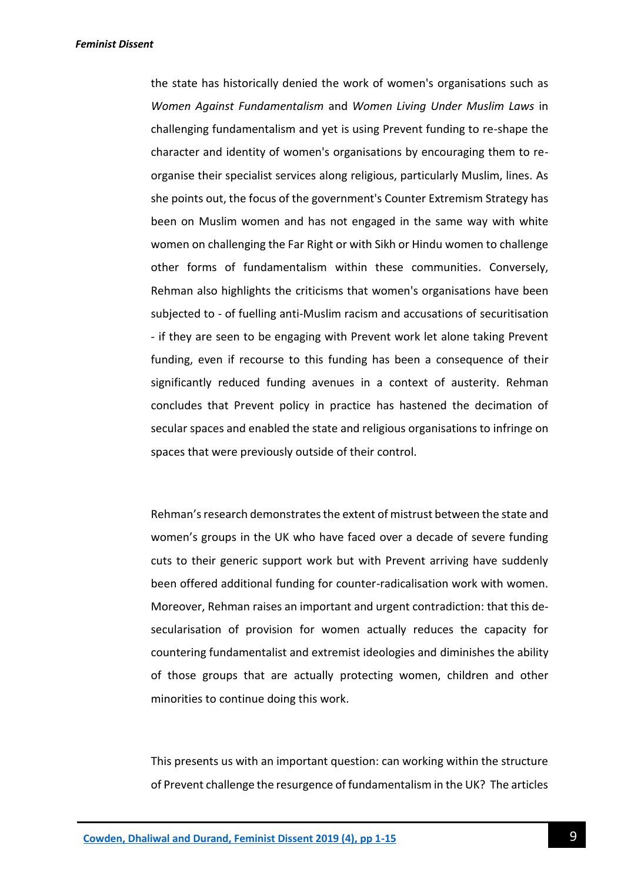the state has historically denied the work of women's organisations such as *Women Against Fundamentalism* and *Women Living Under Muslim Laws* in challenging fundamentalism and yet is using Prevent funding to re-shape the character and identity of women's organisations by encouraging them to re-organise their specialist services along religious, particularly Muslim, lines. As she points out, the focus of the government's Counter Extremism Strategy has been on Muslim women and has not engaged in the same way with white women on challenging the Far Right or with Sikh or Hindu women to challenge other forms of fundamentalism within these communities. Conversely, Rehman also highlights the criticisms that women's organisations have been subjected to - of fuelling anti-Muslim racism and accusations of securitisation - if they are seen to be engaging with Prevent work let alone taking Prevent funding, even if recourse to this funding has been a consequence of their significantly reduced funding avenues in a context of austerity. Rehman concludes that Prevent policy in practice has hastened the decimation of secular spaces and enabled the state and religious organisations to infringe on spaces that were previously outside of their control.

Rehman's research demonstrates the extent of mistrust between the state and women's groups in the UK who have faced over a decade of severe funding cuts to their generic support work but with Prevent arriving have suddenly been offered additional funding for counter-radicalisation work with women. Moreover, Rehman raises an important and urgent contradiction: that this de-secularisation of provision for women actually reduces the capacity for countering fundamentalist and extremist ideologies and diminishes the ability of those groups that are actually protecting women, children and other minorities to continue doing this work.

This presents us with an important question: can working within the structure of Prevent challenge the resurgence of fundamentalism in the UK? The articles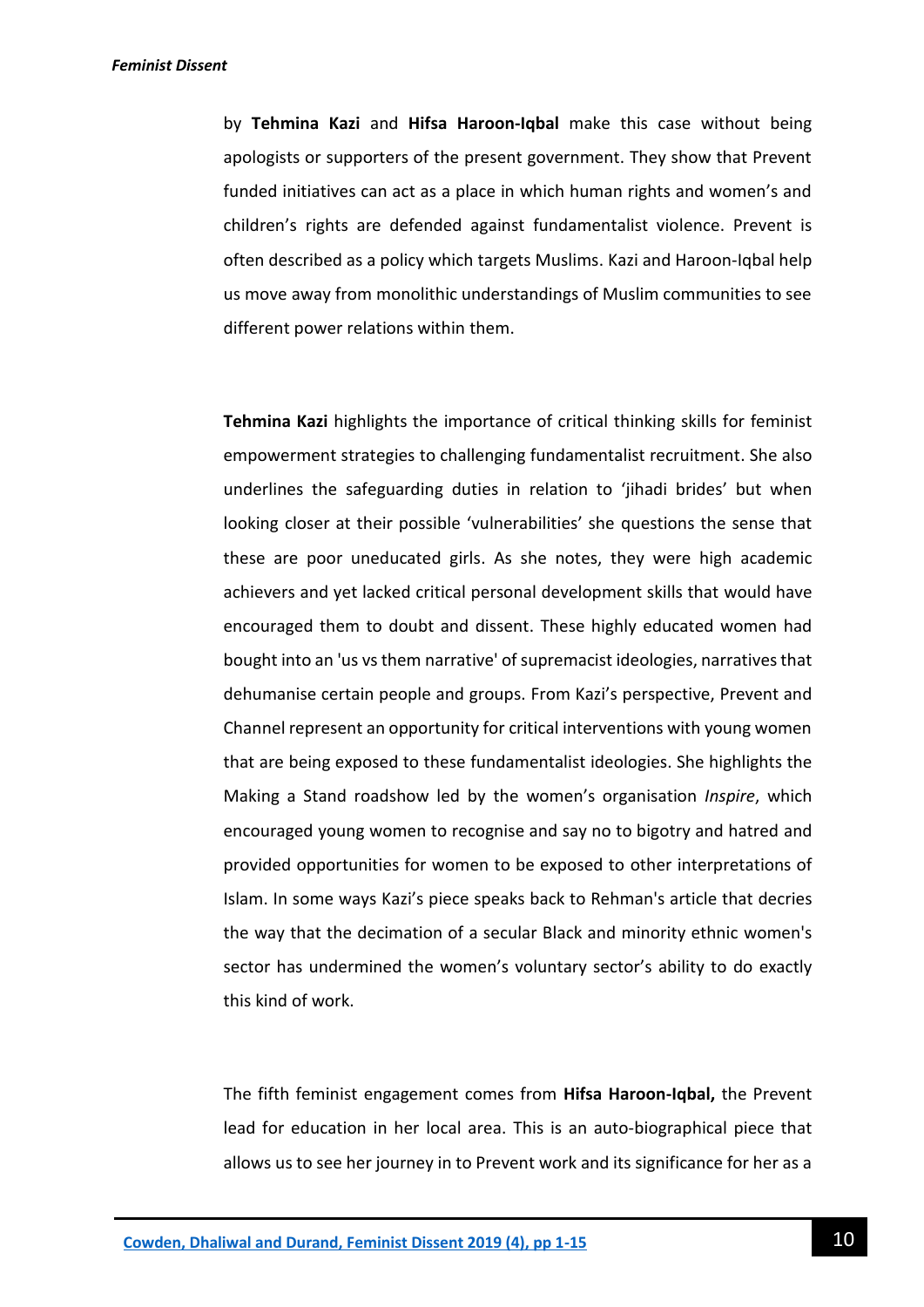by **Tehmina Kazi** and **Hifsa Haroon-Iqbal** make this case without being apologists or supporters of the present government. They show that Prevent funded initiatives can act as a place in which human rights and women's and children's rights are defended against fundamentalist violence. Prevent is often described as a policy which targets Muslims. Kazi and Haroon-Iqbal help us move away from monolithic understandings of Muslim communities to see different power relations within them.

**Tehmina Kazi** highlights the importance of critical thinking skills for feminist empowerment strategies to challenging fundamentalist recruitment. She also underlines the safeguarding duties in relation to 'jihadi brides' but when looking closer at their possible 'vulnerabilities' she questions the sense that these are poor uneducated girls. As she notes, they were high academic achievers and yet lacked critical personal development skills that would have encouraged them to doubt and dissent. These highly educated women had bought into an 'us vs them narrative' of supremacist ideologies, narratives that dehumanise certain people and groups. From Kazi's perspective, Prevent and Channel represent an opportunity for critical interventions with young women that are being exposed to these fundamentalist ideologies. She highlights the Making a Stand roadshow led by the women's organisation *Inspire*, which encouraged young women to recognise and say no to bigotry and hatred and provided opportunities for women to be exposed to other interpretations of Islam. In some ways Kazi's piece speaks back to Rehman's article that decries the way that the decimation of a secular Black and minority ethnic women's sector has undermined the women's voluntary sector's ability to do exactly this kind of work.

The fifth feminist engagement comes from **Hifsa Haroon-Iqbal,** the Prevent lead for education in her local area. This is an auto-biographical piece that allows us to see her journey in to Prevent work and its significance for her as a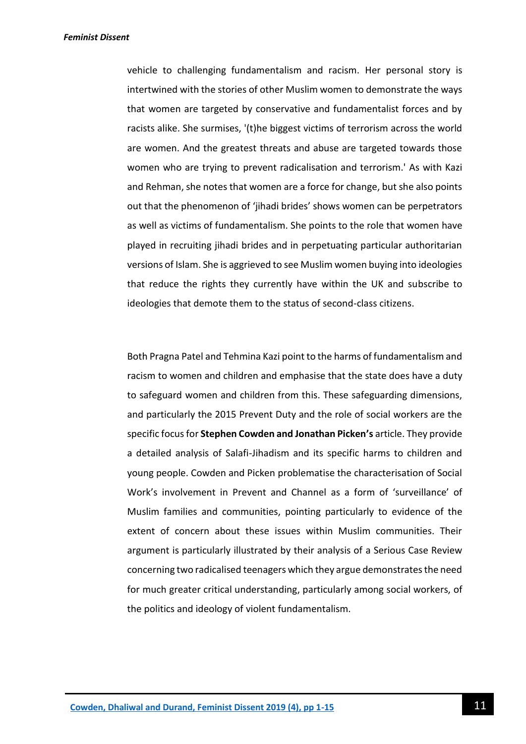vehicle to challenging fundamentalism and racism. Her personal story is intertwined with the stories of other Muslim women to demonstrate the ways that women are targeted by conservative and fundamentalist forces and by racists alike. She surmises, '(t)he biggest victims of terrorism across the world are women. And the greatest threats and abuse are targeted towards those women who are trying to prevent radicalisation and terrorism.' As with Kazi and Rehman, she notes that women are a force for change, but she also points out that the phenomenon of 'jihadi brides' shows women can be perpetrators as well as victims of fundamentalism. She points to the role that women have played in recruiting jihadi brides and in perpetuating particular authoritarian versions of Islam. She is aggrieved to see Muslim women buying into ideologies that reduce the rights they currently have within the UK and subscribe to ideologies that demote them to the status of second-class citizens.

Both Pragna Patel and Tehmina Kazi point to the harms of fundamentalism and racism to women and children and emphasise that the state does have a duty to safeguard women and children from this. These safeguarding dimensions, and particularly the 2015 Prevent Duty and the role of social workers are the specific focus for **Stephen Cowden and Jonathan Picken's** article. They provide a detailed analysis of Salafi-Jihadism and its specific harms to children and young people. Cowden and Picken problematise the characterisation of Social Work's involvement in Prevent and Channel as a form of 'surveillance' of Muslim families and communities, pointing particularly to evidence of the extent of concern about these issues within Muslim communities. Their argument is particularly illustrated by their analysis of a Serious Case Review concerning two radicalised teenagers which they argue demonstrates the need for much greater critical understanding, particularly among social workers, of the politics and ideology of violent fundamentalism.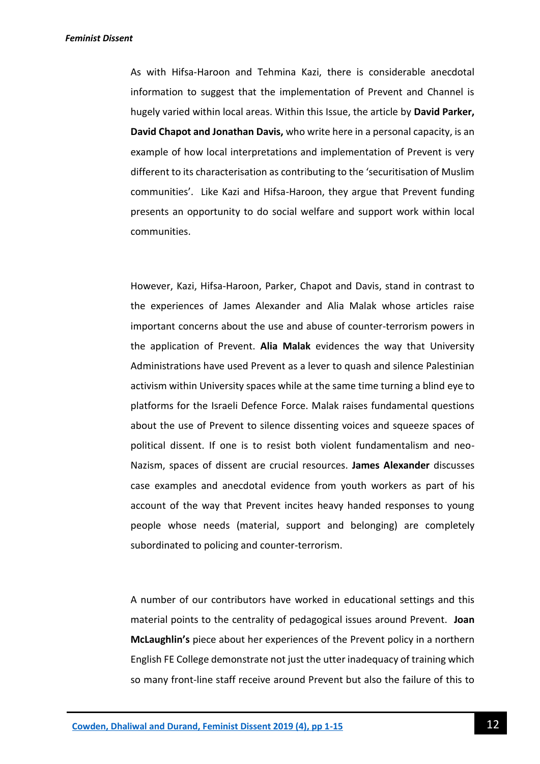As with Hifsa-Haroon and Tehmina Kazi, there is considerable anecdotal information to suggest that the implementation of Prevent and Channel is hugely varied within local areas. Within this Issue, the article by **David Parker, David Chapot and Jonathan Davis,** who write here in a personal capacity, is an example of how local interpretations and implementation of Prevent is very different to its characterisation as contributing to the 'securitisation of Muslim communities'. Like Kazi and Hifsa-Haroon, they argue that Prevent funding presents an opportunity to do social welfare and support work within local communities.

However, Kazi, Hifsa-Haroon, Parker, Chapot and Davis, stand in contrast to the experiences of James Alexander and Alia Malak whose articles raise important concerns about the use and abuse of counter-terrorism powers in the application of Prevent. **Alia Malak** evidences the way that University Administrations have used Prevent as a lever to quash and silence Palestinian activism within University spaces while at the same time turning a blind eye to platforms for the Israeli Defence Force. Malak raises fundamental questions about the use of Prevent to silence dissenting voices and squeeze spaces of political dissent. If one is to resist both violent fundamentalism and neo-Nazism, spaces of dissent are crucial resources. **James Alexander** discusses case examples and anecdotal evidence from youth workers as part of his account of the way that Prevent incites heavy handed responses to young people whose needs (material, support and belonging) are completely subordinated to policing and counter-terrorism.

A number of our contributors have worked in educational settings and this material points to the centrality of pedagogical issues around Prevent. **Joan McLaughlin's** piece about her experiences of the Prevent policy in a northern English FE College demonstrate not just the utter inadequacy of training which so many front-line staff receive around Prevent but also the failure of this to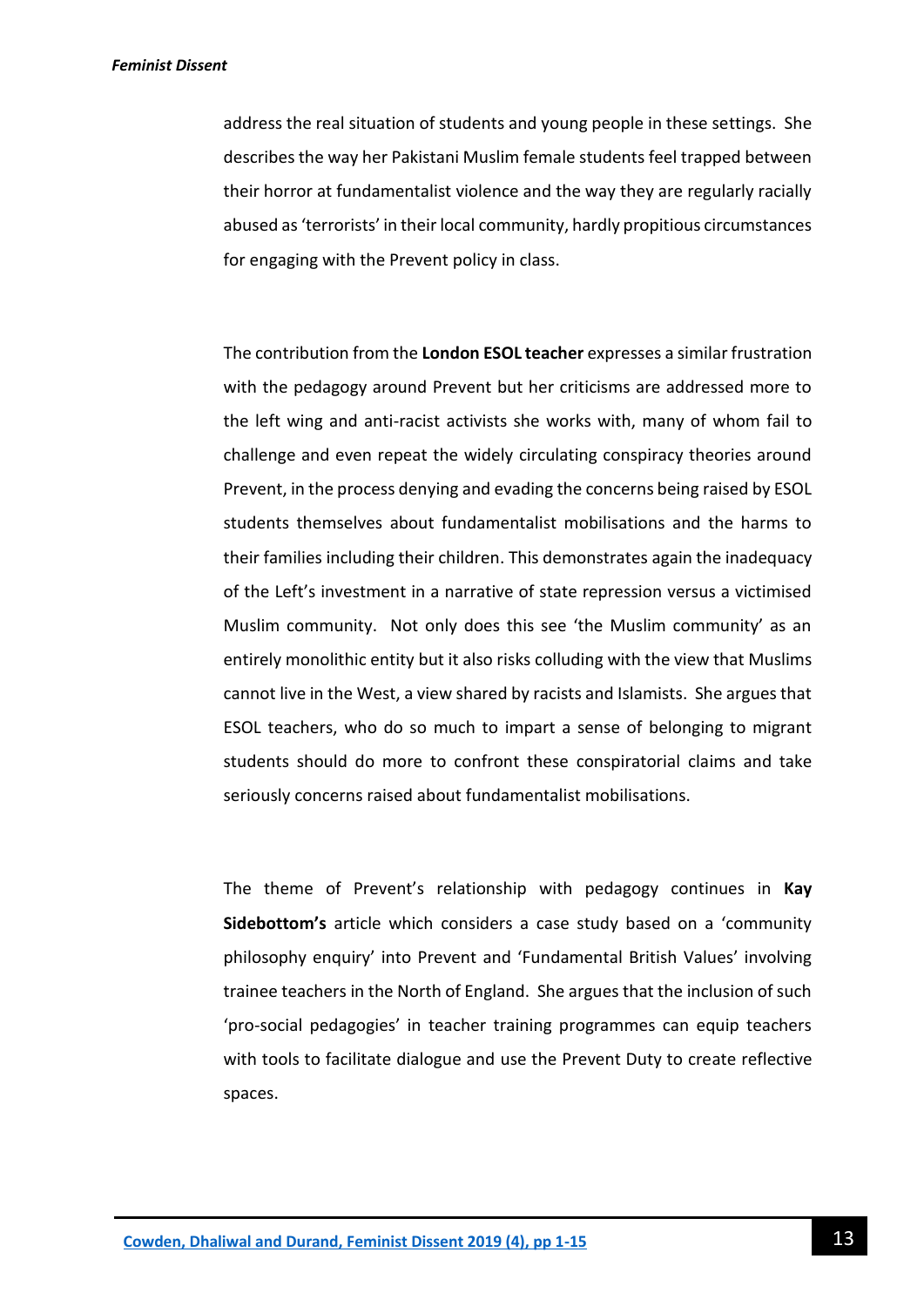address the real situation of students and young people in these settings. She describes the way her Pakistani Muslim female students feel trapped between their horror at fundamentalist violence and the way they are regularly racially abused as 'terrorists' in their local community, hardly propitious circumstances for engaging with the Prevent policy in class.

The contribution from the **London ESOL teacher** expresses a similar frustration with the pedagogy around Prevent but her criticisms are addressed more to the left wing and anti-racist activists she works with, many of whom fail to challenge and even repeat the widely circulating conspiracy theories around Prevent, in the process denying and evading the concerns being raised by ESOL students themselves about fundamentalist mobilisations and the harms to their families including their children. This demonstrates again the inadequacy of the Left's investment in a narrative of state repression versus a victimised Muslim community. Not only does this see 'the Muslim community' as an entirely monolithic entity but it also risks colluding with the view that Muslims cannot live in the West, a view shared by racists and Islamists. She argues that ESOL teachers, who do so much to impart a sense of belonging to migrant students should do more to confront these conspiratorial claims and take seriously concerns raised about fundamentalist mobilisations.

The theme of Prevent's relationship with pedagogy continues in **Kay Sidebottom's** article which considers a case study based on a 'community philosophy enquiry' into Prevent and 'Fundamental British Values' involving trainee teachers in the North of England. She argues that the inclusion of such 'pro-social pedagogies' in teacher training programmes can equip teachers with tools to facilitate dialogue and use the Prevent Duty to create reflective spaces.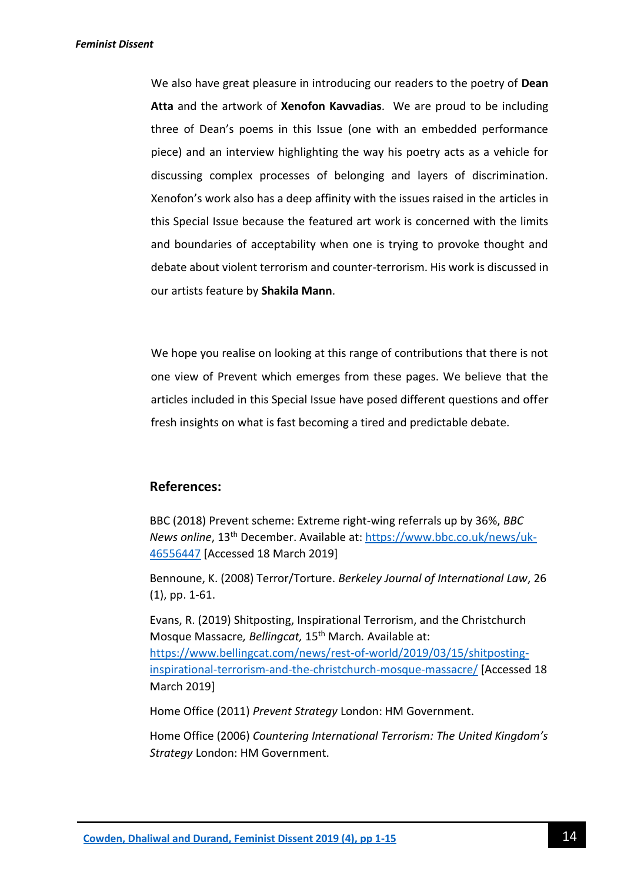We also have great pleasure in introducing our readers to the poetry of **Dean Atta** and the artwork of **Xenofon Kavvadias**. We are proud to be including three of Dean's poems in this Issue (one with an embedded performance piece) and an interview highlighting the way his poetry acts as a vehicle for discussing complex processes of belonging and layers of discrimination. Xenofon's work also has a deep affinity with the issues raised in the articles in this Special Issue because the featured art work is concerned with the limits and boundaries of acceptability when one is trying to provoke thought and debate about violent terrorism and counter-terrorism. His work is discussed in our artists feature by **Shakila Mann**.

We hope you realise on looking at this range of contributions that there is not one view of Prevent which emerges from these pages. We believe that the articles included in this Special Issue have posed different questions and offer fresh insights on what is fast becoming a tired and predictable debate.

## References:

BBC (2018) Prevent scheme: Extreme right-wing referrals up by 36%, *BBC News online*, 13th December. Available at: https://www.bbc.co.uk/news/uk-46556447 [Accessed 18 March 2019]

Bennoune, K. (2008) Terror/Torture. *Berkeley Journal of International Law*, 26 (1), pp. 1-61.

Evans, R. (2019) Shitposting, Inspirational Terrorism, and the Christchurch Mosque Massacre*, Bellingcat,* 15th March*.* Available at: https://www.bellingcat.com/news/rest-of-world/2019/03/15/shitposting-inspirational-terrorism-and-the-christchurch-mosque-massacre/ [Accessed 18 March 2019]

Home Office (2011) *Prevent Strategy* London: HM Government.

Home Office (2006) *Countering International Terrorism: The United Kingdom's Strategy* London: HM Government.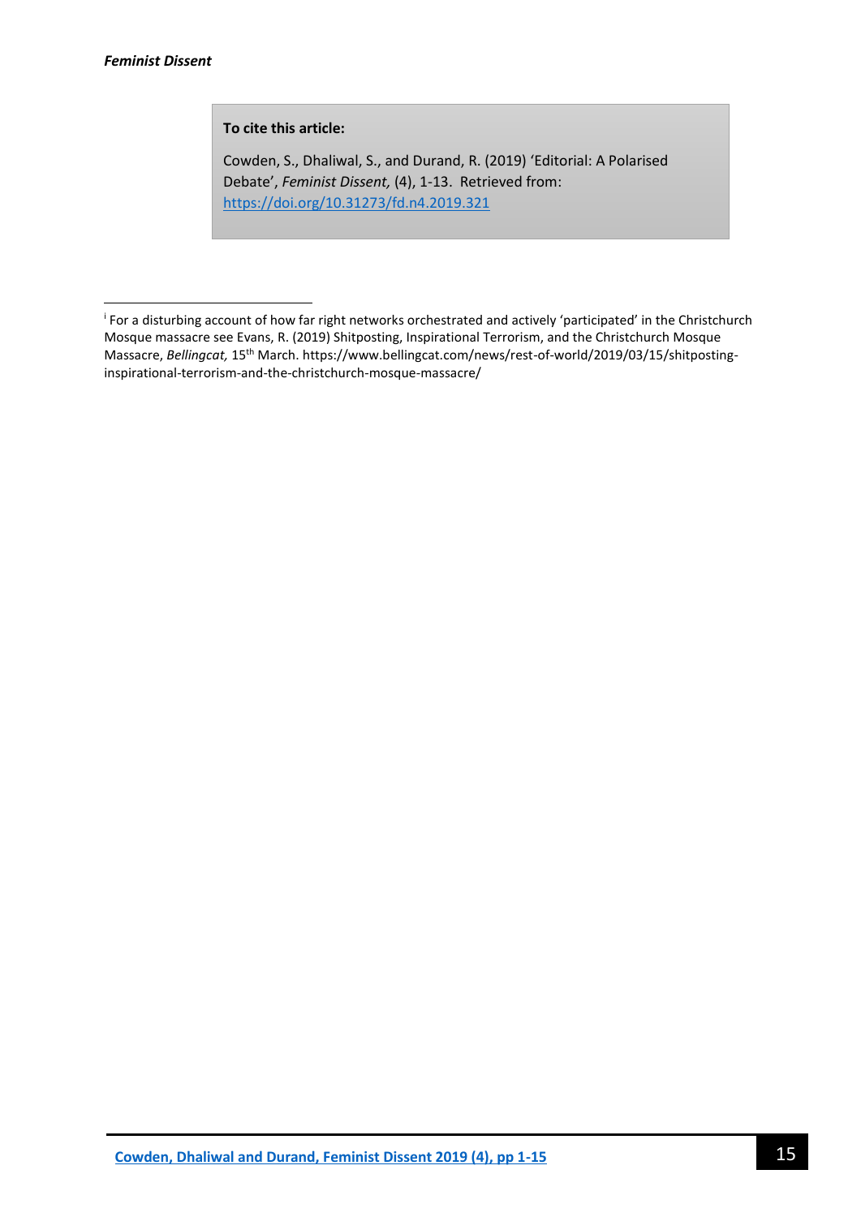**To cite this article:**

Cowden, S., Dhaliwal, S., and Durand, R. (2019) 'Editorial: A Polarised Debate', *Feminist Dissent,* (4), 1-13. Retrieved from: https://doi.org/10.31273/fd.n4.2019.321

---

[i] For a disturbing account of how far right networks orchestrated and actively 'participated' in the Christchurch Mosque massacre see Evans, R. (2019) Shitposting, Inspirational Terrorism, and the Christchurch Mosque Massacre, *Bellingcat,* 15th March. https://www.bellingcat.com/news/rest-of-world/2019/03/15/shitposting-inspirational-terrorism-and-the-christchurch-mosque-massacre/